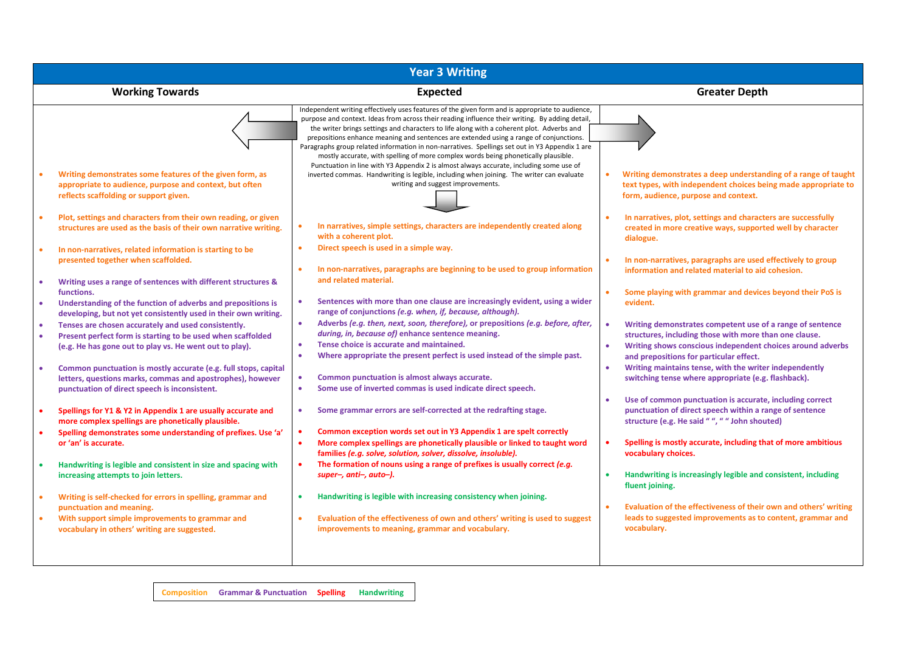# Year 3 Writing

| Working Towards | Expected | Greater Depth |
|---|---|---|
| | Independent writing effectively uses features of the given form and is appropriate to audience, purpose and context. Ideas from across their reading influence their writing. By adding detail, the writer brings settings and characters to life along with a coherent plot. Adverbs and prepositions enhance meaning and sentences are extended using a range of conjunctions. Paragraphs group related information in non-narratives. Spellings set out in Y3 Appendix 1 are mostly accurate, with spelling of more complex words being phonetically plausible. Punctuation in line with Y3 Appendix 2 is almost always accurate, including some use of inverted commas. Handwriting is legible, including when joining. The writer can evaluate writing and suggest improvements. | |
| • Writing demonstrates some features of the given form, as appropriate to audience, purpose and context, but often reflects scaffolding or support given.<br>• Plot, settings and characters from their own reading, or given structures are used as the basis of their own narrative writing.<br>• In non-narratives, related information is starting to be presented together when scaffolded. | • In narratives, simple settings, characters are independently created along with a coherent plot.<br>• Direct speech is used in a simple way.<br>• In non-narratives, paragraphs are beginning to be used to group information and related material. | • Writing demonstrates a deep understanding of a range of taught text types, with independent choices being made appropriate to form, audience, purpose and context.<br>• In narratives, plot, settings and characters are successfully created in more creative ways, supported well by character dialogue.<br>• In non-narratives, paragraphs are used effectively to group information and related material to aid cohesion.<br>• Some playing with grammar and devices beyond their PoS is evident. |
| • Writing uses a range of sentences with different structures & functions.<br>• Understanding of the function of adverbs and prepositions is developing, but not yet consistently used in their own writing.<br>• Tenses are chosen accurately and used consistently.<br>• Present perfect form is starting to be used when scaffolded (e.g. He has gone out to play vs. He went out to play).<br>• Common punctuation is mostly accurate (e.g. full stops, capital letters, questions marks, commas and apostrophes), however punctuation of direct speech is inconsistent. | • Sentences with more than one clause are increasingly evident, using a wider range of conjunctions *(e.g. when, if, because, although).*<br>• Adverbs *(e.g. then, next, soon, therefore),* or prepositions *(e.g. before, after, during, in, because of)* enhance sentence meaning.<br>• Tense choice is accurate and maintained.<br>• Where appropriate the present perfect is used instead of the simple past.<br>• Common punctuation is almost always accurate.<br>• Some use of inverted commas is used indicate direct speech.<br>• Some grammar errors are self-corrected at the redrafting stage. | • Writing demonstrates competent use of a range of sentence structures, including those with more than one clause.<br>• Writing shows conscious independent choices around adverbs and prepositions for particular effect.<br>• Writing maintains tense, with the writer independently switching tense where appropriate (e.g. flashback).<br>• Use of common punctuation is accurate, including correct punctuation of direct speech within a range of sentence structure (e.g. He said " ", " " John shouted) |
| • Spellings for Y1 & Y2 in Appendix 1 are usually accurate and more complex spellings are phonetically plausible.<br>• Spelling demonstrates some understanding of prefixes. Use 'a' or 'an' is accurate. | • Common exception words set out in Y3 Appendix 1 are spelt correctly<br>• More complex spellings are phonetically plausible or linked to taught word families *(e.g. solve, solution, solver, dissolve, insoluble).*<br>• The formation of nouns using a range of prefixes is usually correct *(e.g. super–, anti–, auto–).* | • Spelling is mostly accurate, including that of more ambitious vocabulary choices. |
| • Handwriting is legible and consistent in size and spacing with increasing attempts to join letters. | • Handwriting is legible with increasing consistency when joining. | • Handwriting is increasingly legible and consistent, including fluent joining. |
| • Writing is self-checked for errors in spelling, grammar and punctuation and meaning.<br>• With support simple improvements to grammar and vocabulary in others' writing are suggested. | • Evaluation of the effectiveness of own and others' writing is used to suggest improvements to meaning, grammar and vocabulary. | • Evaluation of the effectiveness of their own and others' writing leads to suggested improvements as to content, grammar and vocabulary. |

Composition | Grammar & Punctuation | Spelling | Handwriting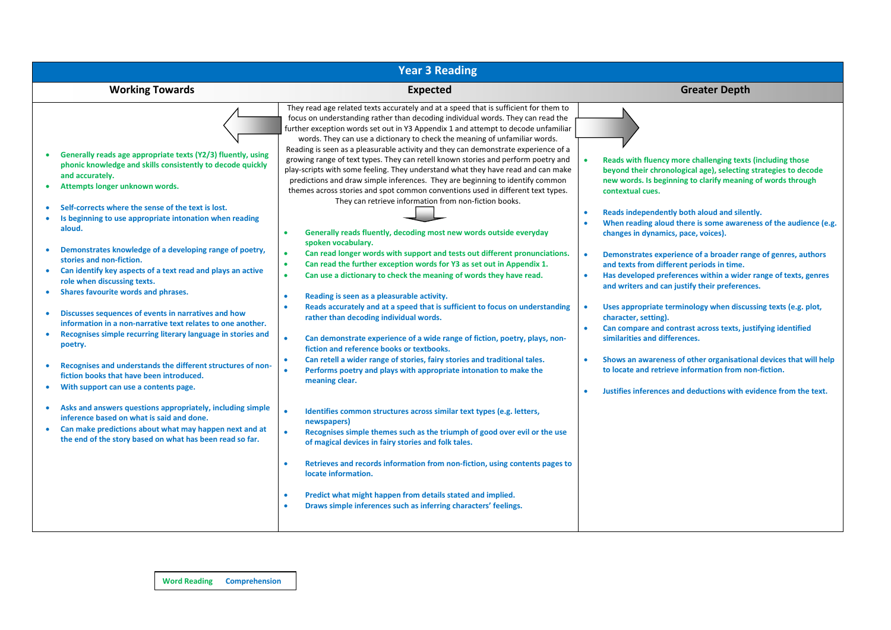# Year 3 Reading

## Working Towards

- Generally reads age appropriate texts (Y2/3) fluently, using phonic knowledge and skills consistently to decode quickly and accurately.
- Attempts longer unknown words.

- Self-corrects where the sense of the text is lost.
- Is beginning to use appropriate intonation when reading aloud.

- Demonstrates knowledge of a developing range of poetry, stories and non-fiction.
- Can identify key aspects of a text read and plays an active role when discussing texts.
- Shares favourite words and phrases.

- Discusses sequences of events in narratives and how information in a non-narrative text relates to one another.
- Recognises simple recurring literary language in stories and poetry.

- Recognises and understands the different structures of non-fiction books that have been introduced.
- With support can use a contents page.

- Asks and answers questions appropriately, including simple inference based on what is said and done.
- Can make predictions about what may happen next and at the end of the story based on what has been read so far.

## Expected

They read age related texts accurately and at a speed that is sufficient for them to focus on understanding rather than decoding individual words. They can read the further exception words set out in Y3 Appendix 1 and attempt to decode unfamiliar words. They can use a dictionary to check the meaning of unfamiliar words. Reading is seen as a pleasurable activity and they can demonstrate experience of a growing range of text types. They can retell known stories and perform poetry and play-scripts with some feeling. They understand what they have read and can make predictions and draw simple inferences. They are beginning to identify common themes across stories and spot common conventions used in different text types. They can retrieve information from non-fiction books.

- Generally reads fluently, decoding most new words outside everyday spoken vocabulary.
- Can read longer words with support and tests out different pronunciations.
- Can read the further exception words for Y3 as set out in Appendix 1.
- Can use a dictionary to check the meaning of words they have read.

- Reading is seen as a pleasurable activity.
- Reads accurately and at a speed that is sufficient to focus on understanding rather than decoding individual words.

- Can demonstrate experience of a wide range of fiction, poetry, plays, non-fiction and reference books or textbooks.
- Can retell a wider range of stories, fairy stories and traditional tales.
- Performs poetry and plays with appropriate intonation to make the meaning clear.

- Identifies common structures across similar text types (e.g. letters, newspapers)
- Recognises simple themes such as the triumph of good over evil or the use of magical devices in fairy stories and folk tales.

- Retrieves and records information from non-fiction, using contents pages to locate information.

- Predict what might happen from details stated and implied.
- Draws simple inferences such as inferring characters' feelings.

## Greater Depth

- Reads with fluency more challenging texts (including those beyond their chronological age), selecting strategies to decode new words. Is beginning to clarify meaning of words through contextual cues.

- Reads independently both aloud and silently.
- When reading aloud there is some awareness of the audience (e.g. changes in dynamics, pace, voices).

- Demonstrates experience of a broader range of genres, authors and texts from different periods in time.
- Has developed preferences within a wider range of texts, genres and writers and can justify their preferences.

- Uses appropriate terminology when discussing texts (e.g. plot, character, setting).
- Can compare and contrast across texts, justifying identified similarities and differences.

- Shows an awareness of other organisational devices that will help to locate and retrieve information from non-fiction.

- Justifies inferences and deductions with evidence from the text.

---

Word Reading    Comprehension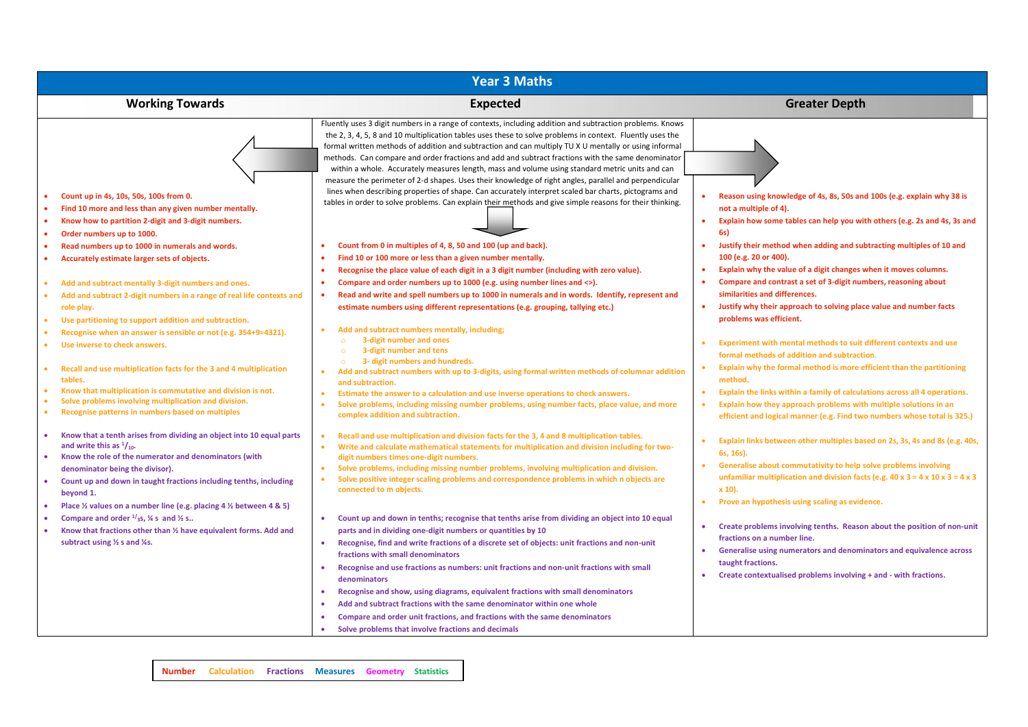# Year 3 Maths

| Working Towards | Expected | Greater Depth |
|---|---|---|
| | Fluently uses 3 digit numbers in a range of contexts, including addition and subtraction problems. Knows the 2, 3, 4, 5, 8 and 10 multiplication tables uses these to solve problems in context. Fluently uses the formal written methods of addition and subtraction and can multiply TU X U mentally or using informal methods. Can compare and order fractions and add and subtract fractions with the same denominator within a whole. Accurately measures length, mass and volume using standard metric units and can measure the perimeter of 2-d shapes. Uses their knowledge of right angles, parallel and perpendicular lines when describing properties of shape. Can accurately interpret scaled bar charts, pictograms and tables in order to solve problems. Can explain their methods and give simple reasons for their thinking. | |
| • Count up in 4s, 10s, 50s, 100s from 0.<br>• Find 10 more and less than any given number mentally.<br>• Know how to partition 2-digit and 3-digit numbers.<br>• Order numbers up to 1000.<br>• Read numbers up to 1000 in numerals and words.<br>• Accurately estimate larger sets of objects. | • Count from 0 in multiples of 4, 8, 50 and 100 (up and back).<br>• Find 10 or 100 more or less than a given number mentally.<br>• Recognise the place value of each digit in a 3 digit number (including with zero value).<br>• Compare and order numbers up to 1000 (e.g. using number lines and <>).<br>• Read and write and spell numbers up to 1000 in numerals and in words. Identify, represent and estimate numbers using different representations (e.g. grouping, tallying etc.) | • Reason using knowledge of 4s, 8s, 50s and 100s (e.g. explain why 38 is not a multiple of 4).<br>• Explain how some tables can help you with others (e.g. 2s and 4s, 3s and 6s)<br>• Justify their method when adding and subtracting multiples of 10 and 100 (e.g. 20 or 400).<br>• Explain why the value of a digit changes when it moves columns.<br>• Compare and contrast a set of 3-digit numbers, reasoning about similarities and differences.<br>• Justify why their approach to solving place value and number facts problems was efficient. |
| • Add and subtract mentally 3-digit numbers and ones.<br>• Add and subtract 2-digit numbers in a range of real life contexts and role play.<br>• Use partitioning to support addition and subtraction.<br>• Recognise when an answer is sensible or not (e.g. 354+9=4321).<br>• Use inverse to check answers. | • Add and subtract numbers mentally, including;<br>&nbsp;&nbsp;○ 3-digit number and ones<br>&nbsp;&nbsp;○ 3-digit number and tens<br>&nbsp;&nbsp;○ 3- digit numbers and hundreds.<br>• Add and subtract numbers with up to 3-digits, using formal written methods of columnar addition and subtraction.<br>• Estimate the answer to a calculation and use inverse operations to check answers.<br>• Solve problems, including missing number problems, using number facts, place value, and more complex addition and subtraction. | • Experiment with mental methods to suit different contexts and use formal methods of addition and subtraction.<br>• Explain why the formal method is more efficient than the partitioning method.<br>• Explain the links within a family of calculations across all 4 operations.<br>• Explain how they approach problems with multiple solutions in an efficient and logical manner (e.g. Find two numbers whose total is 325.) |
| • Recall and use multiplication facts for the 3 and 4 multiplication tables.<br>• Know that multiplication is commutative and division is not.<br>• Solve problems involving multiplication and division.<br>• Recognise patterns in numbers based on multiples | • Recall and use multiplication and division facts for the 3, 4 and 8 multiplication tables.<br>• Write and calculate mathematical statements for multiplication and division including for two-digit numbers times one-digit numbers.<br>• Solve problems, including missing number problems, involving multiplication and division.<br>• Solve positive integer scaling problems and correspondence problems in which n objects are connected to m objects. | • Explain links between other multiples based on 2s, 3s, 4s and 8s (e.g. 40s, 6s, 16s).<br>• Generalise about commutativity to help solve problems involving unfamiliar multiplication and division facts (e.g. 40 x 3 = 4 x 10 x 3 = 4 x 3 x 10).<br>• Prove an hypothesis using scaling as evidence. |
| • Know that a tenth arises from dividing an object into 10 equal parts and write this as $^{1}/_{10}$.<br>• Know the role of the numerator and denominators (with denominator being the divisor).<br>• Count up and down in taught fractions including tenths, including beyond 1.<br>• Place ½ values on a number line (e.g. placing 4 ½ between 4 & 5)<br>• Compare and order $^{1}/_{3}$s, ¼ s and ½ s..<br>• Know that fractions other than ½ have equivalent forms. Add and subtract using ½ s and ¼s. | • Count up and down in tenths; recognise that tenths arise from dividing an object into 10 equal parts and in dividing one-digit numbers or quantities by 10<br>• Recognise, find and write fractions of a discrete set of objects: unit fractions and non-unit fractions with small denominators<br>• Recognise and use fractions as numbers: unit fractions and non-unit fractions with small denominators<br>• Recognise and show, using diagrams, equivalent fractions with small denominators<br>• Add and subtract fractions with the same denominator within one whole<br>• Compare and order unit fractions, and fractions with the same denominators<br>• Solve problems that involve fractions and decimals | • Create problems involving tenths. Reason about the position of non-unit fractions on a number line.<br>• Generalise using numerators and denominators and equivalence across taught fractions.<br>• Create contextualised problems involving + and - with fractions. |

Number Calculation Fractions Measures Geometry Statistics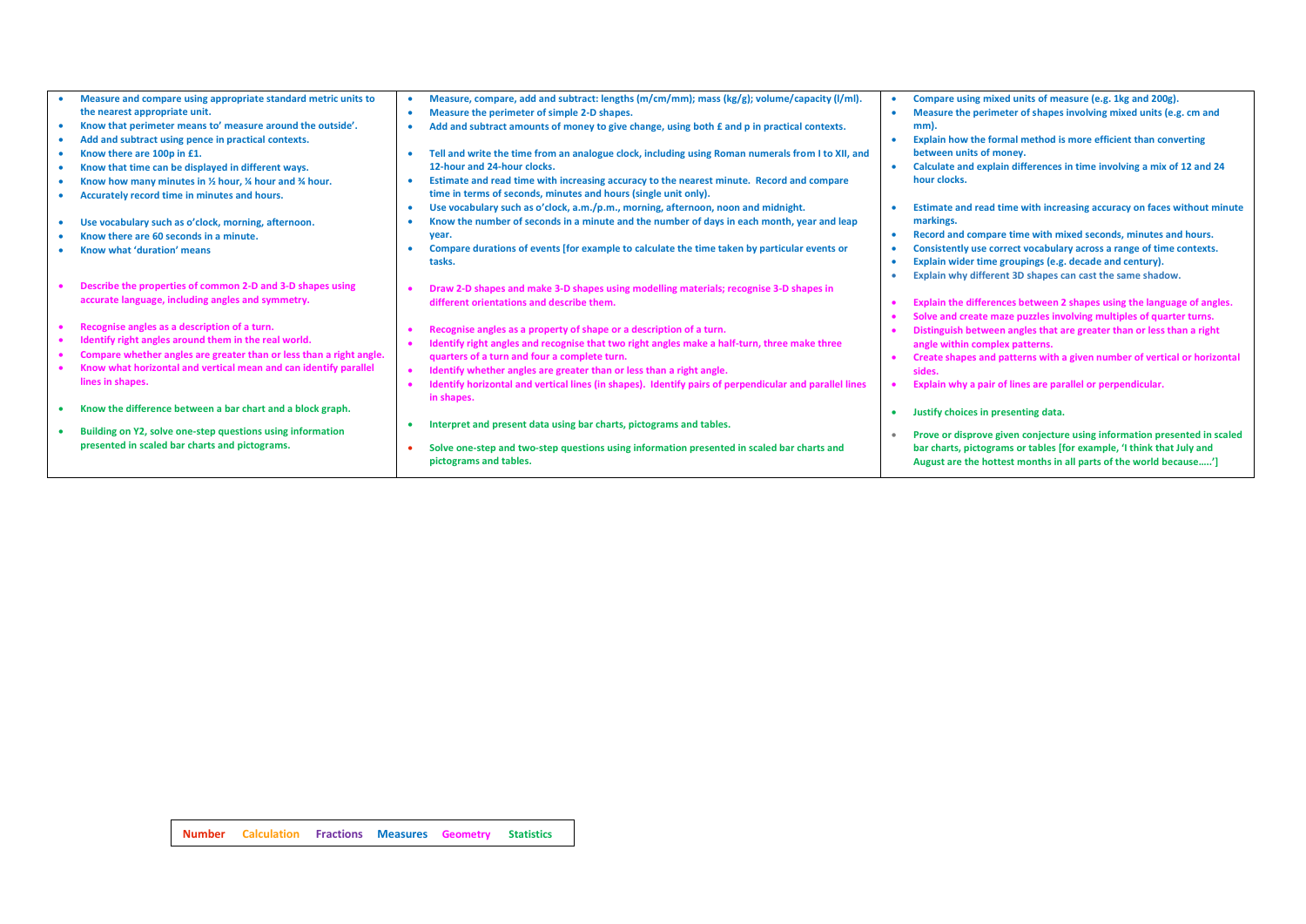| | | |
|---|---|---|
| • Measure and compare using appropriate standard metric units to the nearest appropriate unit.<br>• Know that perimeter means to' measure around the outside'.<br>• Add and subtract using pence in practical contexts.<br>• Know there are 100p in £1.<br>• Know that time can be displayed in different ways.<br>• Know how many minutes in ½ hour, ¼ hour and ¾ hour.<br>• Accurately record time in minutes and hours.<br><br>• Use vocabulary such as o'clock, morning, afternoon.<br>• Know there are 60 seconds in a minute.<br>• Know what 'duration' means<br><br>• Describe the properties of common 2-D and 3-D shapes using accurate language, including angles and symmetry.<br><br>• Recognise angles as a description of a turn.<br>• Identify right angles around them in the real world.<br>• Compare whether angles are greater than or less than a right angle.<br>• Know what horizontal and vertical mean and can identify parallel lines in shapes.<br><br>• Know the difference between a bar chart and a block graph.<br><br>• Building on Y2, solve one-step questions using information presented in scaled bar charts and pictograms. | • Measure, compare, add and subtract: lengths (m/cm/mm); mass (kg/g); volume/capacity (l/ml).<br>• Measure the perimeter of simple 2-D shapes.<br>• Add and subtract amounts of money to give change, using both £ and p in practical contexts.<br><br>• Tell and write the time from an analogue clock, including using Roman numerals from I to XII, and 12-hour and 24-hour clocks.<br>• Estimate and read time with increasing accuracy to the nearest minute. Record and compare time in terms of seconds, minutes and hours (single unit only).<br>• Use vocabulary such as o'clock, a.m./p.m., morning, afternoon, noon and midnight.<br>• Know the number of seconds in a minute and the number of days in each month, year and leap year.<br>• Compare durations of events [for example to calculate the time taken by particular events or tasks.<br><br>• Draw 2-D shapes and make 3-D shapes using modelling materials; recognise 3-D shapes in different orientations and describe them.<br><br>• Recognise angles as a property of shape or a description of a turn.<br>• Identify right angles and recognise that two right angles make a half-turn, three make three quarters of a turn and four a complete turn.<br>• Identify whether angles are greater than or less than a right angle.<br>• Identify horizontal and vertical lines (in shapes). Identify pairs of perpendicular and parallel lines in shapes.<br><br>• Interpret and present data using bar charts, pictograms and tables.<br><br>• Solve one-step and two-step questions using information presented in scaled bar charts and pictograms and tables. | • Compare using mixed units of measure (e.g. 1kg and 200g).<br>• Measure the perimeter of shapes involving mixed units (e.g. cm and mm).<br>• Explain how the formal method is more efficient than converting between units of money.<br>• Calculate and explain differences in time involving a mix of 12 and 24 hour clocks.<br><br>• Estimate and read time with increasing accuracy on faces without minute markings.<br>• Record and compare time with mixed seconds, minutes and hours.<br>• Consistently use correct vocabulary across a range of time contexts.<br>• Explain wider time groupings (e.g. decade and century).<br>• Explain why different 3D shapes can cast the same shadow.<br><br>• Explain the differences between 2 shapes using the language of angles.<br>• Solve and create maze puzzles involving multiples of quarter turns.<br>• Distinguish between angles that are greater than or less than a right angle within complex patterns.<br>• Create shapes and patterns with a given number of vertical or horizontal sides.<br>• Explain why a pair of lines are parallel or perpendicular.<br><br>• Justify choices in presenting data.<br><br>• Prove or disprove given conjecture using information presented in scaled bar charts, pictograms or tables [for example, 'I think that July and August are the hottest months in all parts of the world because…..'] |

| | | | | | |
|---|---|---|---|---|---|
| Number | Calculation | Fractions | Measures | Geometry | Statistics |